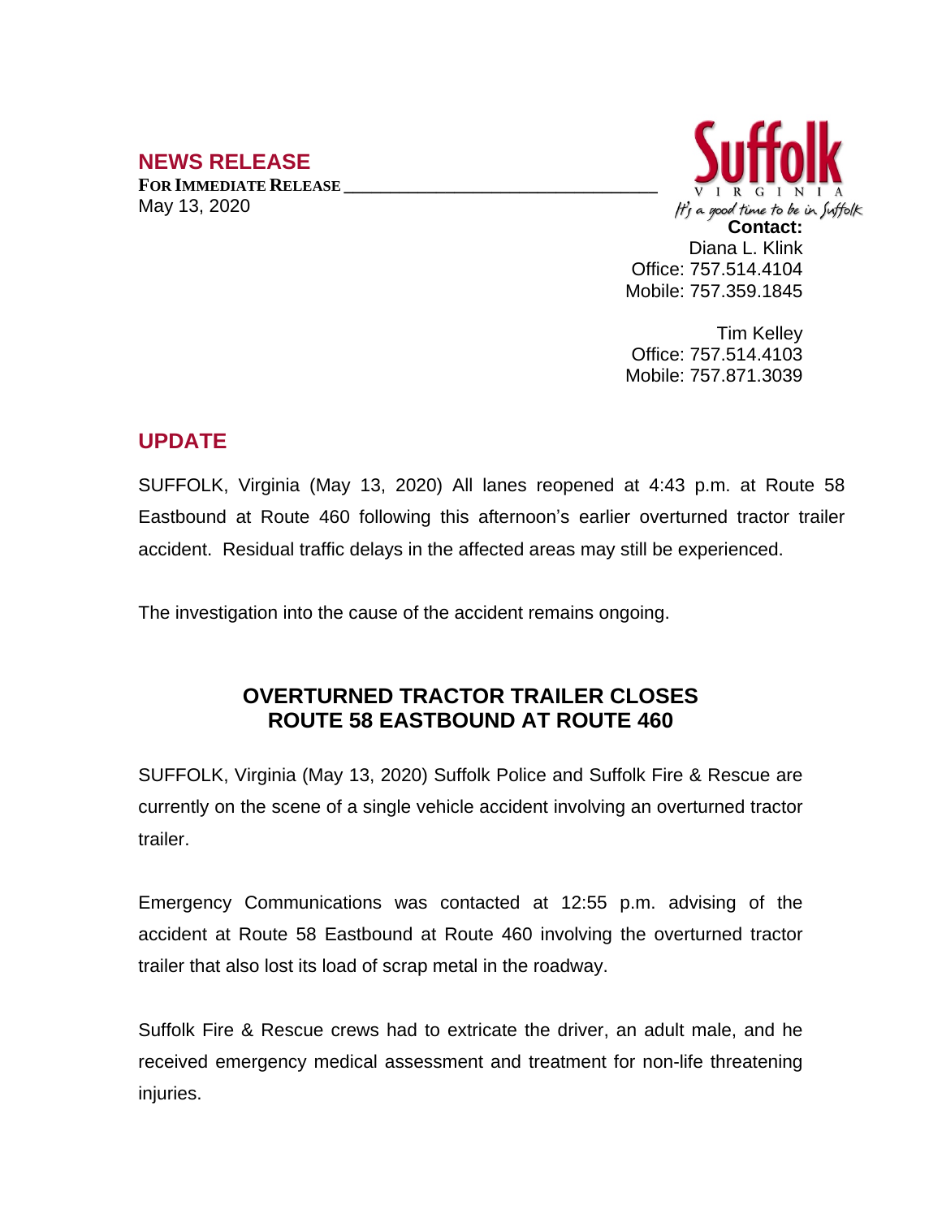## NEWS RELEASE

**FOR IMMEDIATE RELEASE**
May 13, 2020

Suffolk
VIRGINIA
It's a good time to be in Suffolk

**Contact:**
Diana L. Klink
Office: 757.514.4104
Mobile: 757.359.1845

Tim Kelley
Office: 757.514.4103
Mobile: 757.871.3039

## UPDATE

SUFFOLK, Virginia (May 13, 2020) All lanes reopened at 4:43 p.m. at Route 58 Eastbound at Route 460 following this afternoon's earlier overturned tractor trailer accident. Residual traffic delays in the affected areas may still be experienced.

The investigation into the cause of the accident remains ongoing.

## OVERTURNED TRACTOR TRAILER CLOSES ROUTE 58 EASTBOUND AT ROUTE 460

SUFFOLK, Virginia (May 13, 2020) Suffolk Police and Suffolk Fire & Rescue are currently on the scene of a single vehicle accident involving an overturned tractor trailer.

Emergency Communications was contacted at 12:55 p.m. advising of the accident at Route 58 Eastbound at Route 460 involving the overturned tractor trailer that also lost its load of scrap metal in the roadway.

Suffolk Fire & Rescue crews had to extricate the driver, an adult male, and he received emergency medical assessment and treatment for non-life threatening injuries.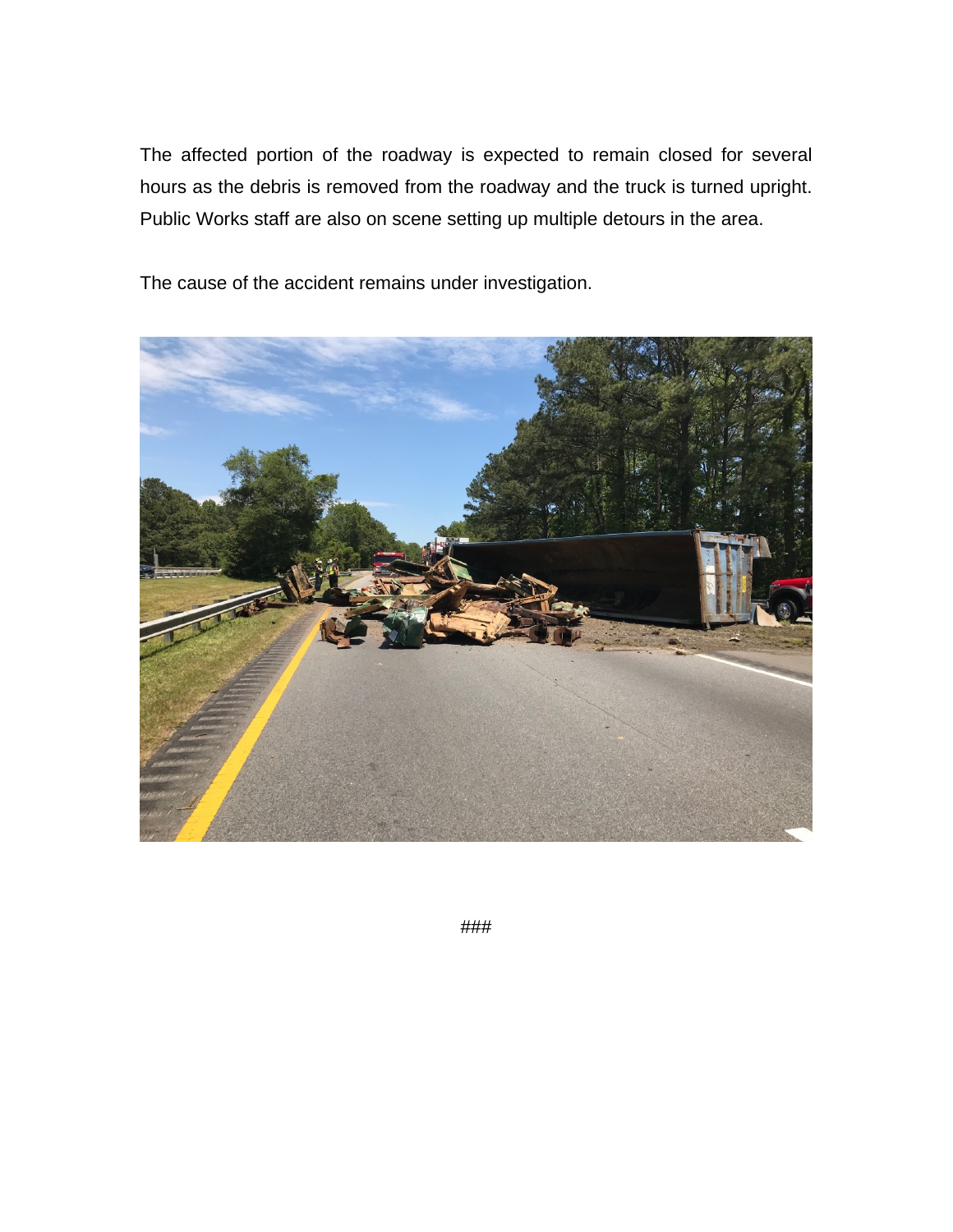The affected portion of the roadway is expected to remain closed for several hours as the debris is removed from the roadway and the truck is turned upright. Public Works staff are also on scene setting up multiple detours in the area.

The cause of the accident remains under investigation.

###